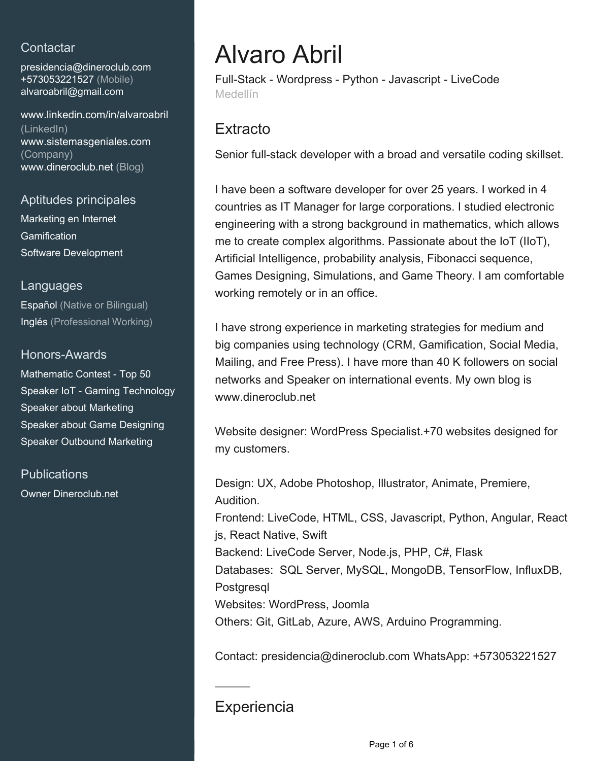## Contactar

presidencia@dineroclub.com
+573053221527 (Mobile)
alvaroabril@gmail.com

www.linkedin.com/in/alvaroabril (LinkedIn)
www.sistemasgeniales.com (Company)
www.dineroclub.net (Blog)

## Aptitudes principales

Marketing en Internet
Gamification
Software Development

## Languages

Español (Native or Bilingual)
Inglés (Professional Working)

## Honors-Awards

Mathematic Contest - Top 50
Speaker IoT - Gaming Technology
Speaker about Marketing
Speaker about Game Designing
Speaker Outbound Marketing

## Publications

Owner Dineroclub.net

# Alvaro Abril

Full-Stack - Wordpress - Python - Javascript - LiveCode
Medellín

## Extracto

Senior full-stack developer with a broad and versatile coding skillset.

I have been a software developer for over 25 years. I worked in 4 countries as IT Manager for large corporations. I studied electronic engineering with a strong background in mathematics, which allows me to create complex algorithms. Passionate about the IoT (IIoT), Artificial Intelligence, probability analysis, Fibonacci sequence, Games Designing, Simulations, and Game Theory. I am comfortable working remotely or in an office.

I have strong experience in marketing strategies for medium and big companies using technology (CRM, Gamification, Social Media, Mailing, and Free Press). I have more than 40 K followers on social networks and Speaker on international events. My own blog is www.dineroclub.net

Website designer: WordPress Specialist.+70 websites designed for my customers.

Design: UX, Adobe Photoshop, Illustrator, Animate, Premiere, Audition.
Frontend: LiveCode, HTML, CSS, Javascript, Python, Angular, React js, React Native, Swift
Backend: LiveCode Server, Node.js, PHP, C#, Flask
Databases: SQL Server, MySQL, MongoDB, TensorFlow, InfluxDB, Postgresql
Websites: WordPress, Joomla
Others: Git, GitLab, Azure, AWS, Arduino Programming.

Contact: presidencia@dineroclub.com WhatsApp: +573053221527

## Experiencia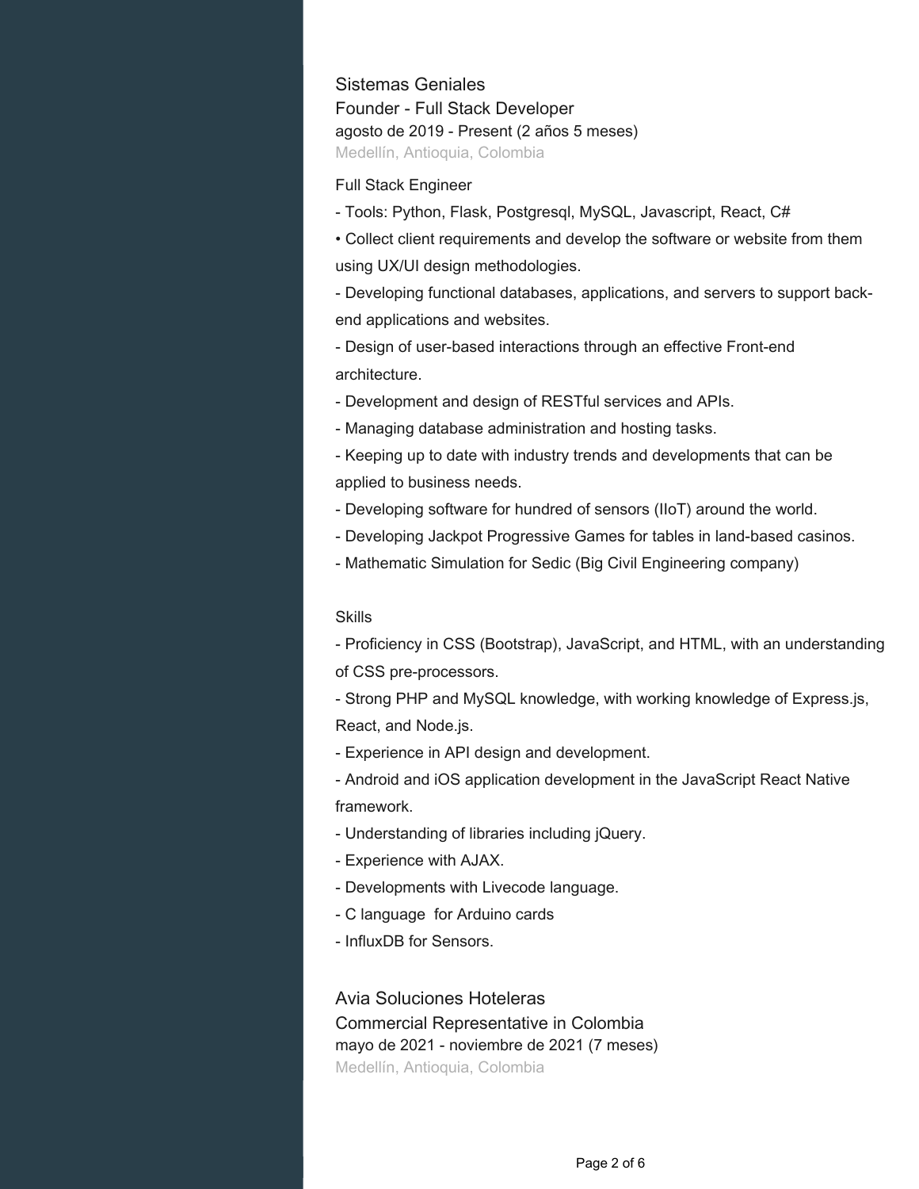### Sistemas Geniales

Founder - Full Stack Developer

agosto de 2019 - Present (2 años 5 meses)

Medellín, Antioquia, Colombia

Full Stack Engineer

- Tools: Python, Flask, Postgresql, MySQL, Javascript, React, C#

• Collect client requirements and develop the software or website from them using UX/UI design methodologies.

- Developing functional databases, applications, and servers to support back-end applications and websites.
- Design of user-based interactions through an effective Front-end architecture.
- Development and design of RESTful services and APIs.
- Managing database administration and hosting tasks.
- Keeping up to date with industry trends and developments that can be applied to business needs.
- Developing software for hundred of sensors (IIoT) around the world.
- Developing Jackpot Progressive Games for tables in land-based casinos.
- Mathematic Simulation for Sedic (Big Civil Engineering company)

Skills

- Proficiency in CSS (Bootstrap), JavaScript, and HTML, with an understanding of CSS pre-processors.
- Strong PHP and MySQL knowledge, with working knowledge of Express.js, React, and Node.js.
- Experience in API design and development.
- Android and iOS application development in the JavaScript React Native framework.
- Understanding of libraries including jQuery.
- Experience with AJAX.
- Developments with Livecode language.
- C language for Arduino cards
- InfluxDB for Sensors.

### Avia Soluciones Hoteleras

Commercial Representative in Colombia

mayo de 2021 - noviembre de 2021 (7 meses)

Medellín, Antioquia, Colombia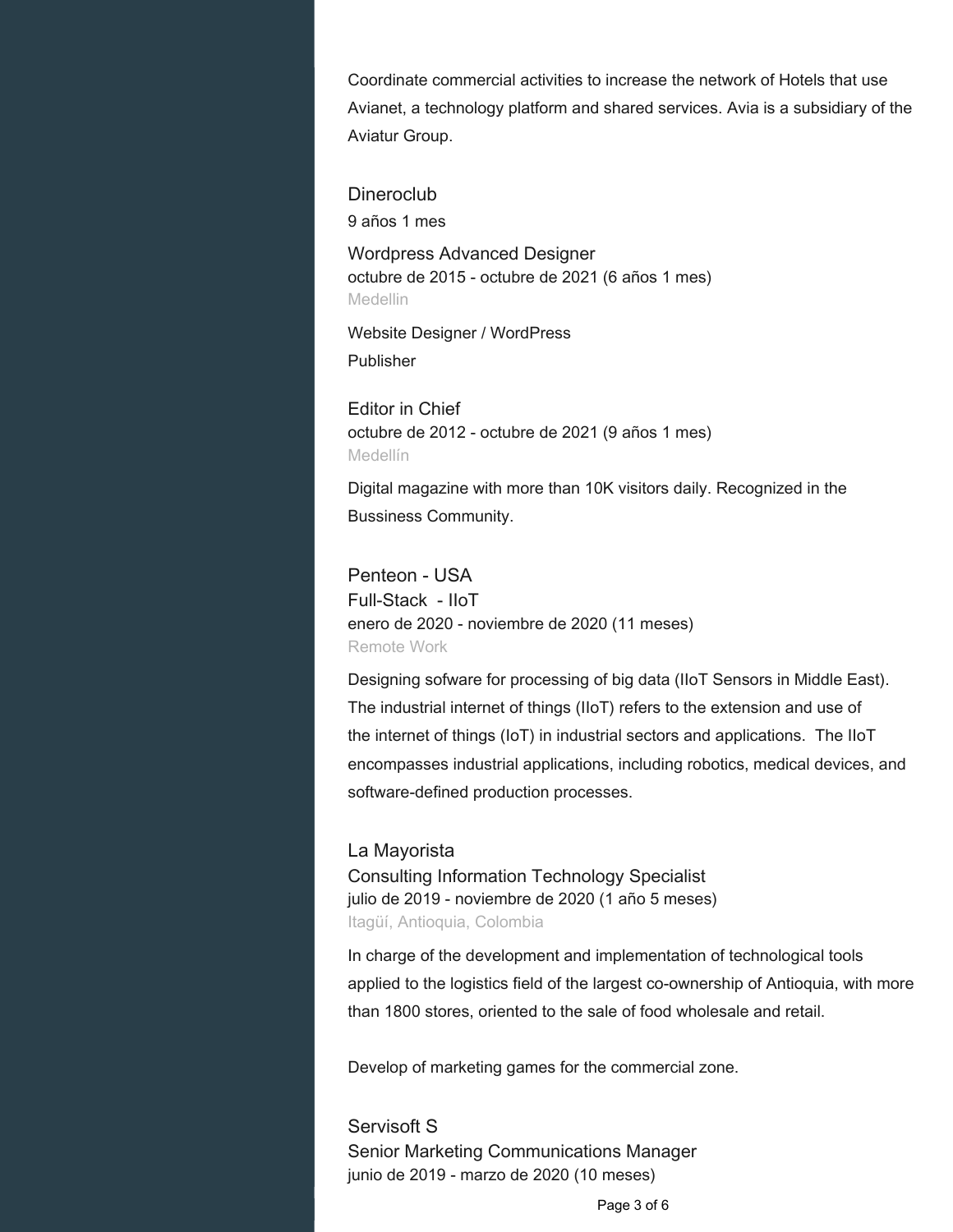Coordinate commercial activities to increase the network of Hotels that use Avianet, a technology platform and shared services. Avia is a subsidiary of the Aviatur Group.

### Dineroclub
9 años 1 mes

**Wordpress Advanced Designer**
octubre de 2015 - octubre de 2021 (6 años 1 mes)
Medellin

Website Designer / WordPress
Publisher

**Editor in Chief**
octubre de 2012 - octubre de 2021 (9 años 1 mes)
Medellín

Digital magazine with more than 10K visitors daily. Recognized in the Bussiness Community.

### Penteon - USA
**Full-Stack - IIoT**
enero de 2020 - noviembre de 2020 (11 meses)
Remote Work

Designing sofware for processing of big data (IIoT Sensors in Middle East). The industrial internet of things (IIoT) refers to the extension and use of the internet of things (IoT) in industrial sectors and applications. The IIoT encompasses industrial applications, including robotics, medical devices, and software-defined production processes.

### La Mayorista
**Consulting Information Technology Specialist**
julio de 2019 - noviembre de 2020 (1 año 5 meses)
Itagüí, Antioquia, Colombia

In charge of the development and implementation of technological tools applied to the logistics field of the largest co-ownership of Antioquia, with more than 1800 stores, oriented to the sale of food wholesale and retail.

Develop of marketing games for the commercial zone.

### Servisoft S
**Senior Marketing Communications Manager**
junio de 2019 - marzo de 2020 (10 meses)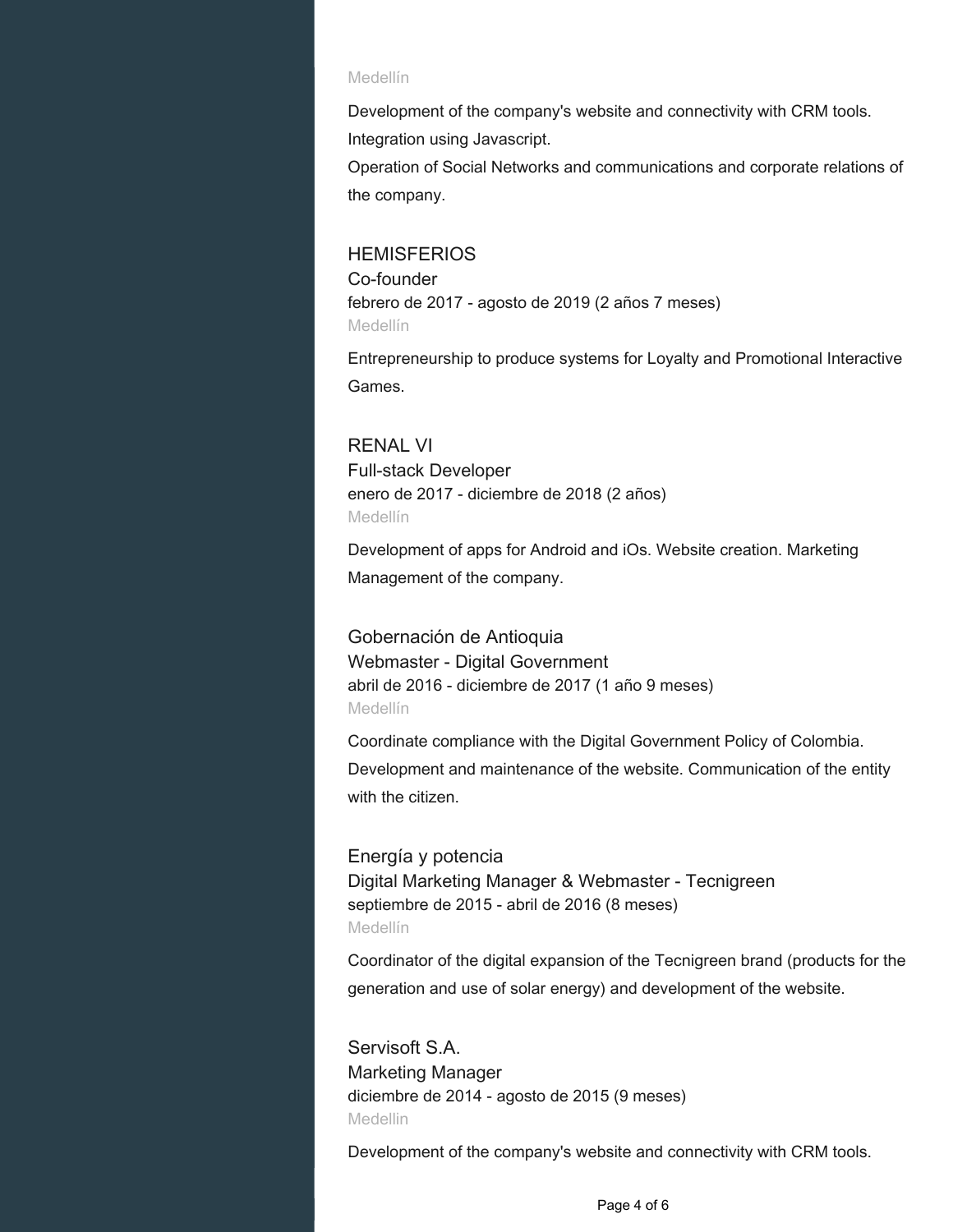Medellín

Development of the company's website and connectivity with CRM tools. Integration using Javascript.
Operation of Social Networks and communications and corporate relations of the company.

### HEMISFERIOS
Co-founder
febrero de 2017 - agosto de 2019 (2 años 7 meses)
Medellín

Entrepreneurship to produce systems for Loyalty and Promotional Interactive Games.

### RENAL VI
Full-stack Developer
enero de 2017 - diciembre de 2018 (2 años)
Medellín

Development of apps for Android and iOs. Website creation. Marketing Management of the company.

### Gobernación de Antioquia
Webmaster - Digital Government
abril de 2016 - diciembre de 2017 (1 año 9 meses)
Medellín

Coordinate compliance with the Digital Government Policy of Colombia. Development and maintenance of the website. Communication of the entity with the citizen.

### Energía y potencia
Digital Marketing Manager & Webmaster - Tecnigreen
septiembre de 2015 - abril de 2016 (8 meses)
Medellín

Coordinator of the digital expansion of the Tecnigreen brand (products for the generation and use of solar energy) and development of the website.

### Servisoft S.A.
Marketing Manager
diciembre de 2014 - agosto de 2015 (9 meses)
Medellin

Development of the company's website and connectivity with CRM tools.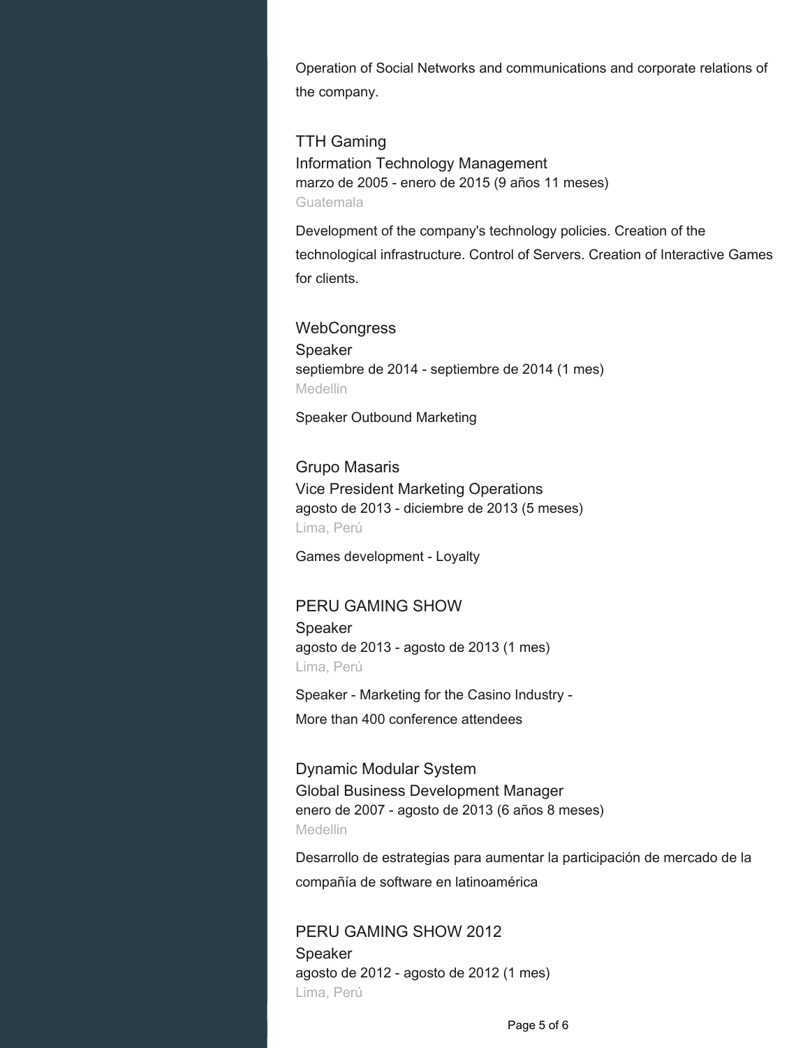Operation of Social Networks and communications and corporate relations of the company.

### TTH Gaming

Information Technology Management
marzo de 2005 - enero de 2015 (9 años 11 meses)
Guatemala

Development of the company's technology policies. Creation of the technological infrastructure. Control of Servers. Creation of Interactive Games for clients.

### WebCongress

Speaker
septiembre de 2014 - septiembre de 2014 (1 mes)
Medellin

Speaker Outbound Marketing

### Grupo Masaris

Vice President Marketing Operations
agosto de 2013 - diciembre de 2013 (5 meses)
Lima, Perú

Games development - Loyalty

### PERU GAMING SHOW

Speaker
agosto de 2013 - agosto de 2013 (1 mes)
Lima, Perú

Speaker - Marketing for the Casino Industry -
More than 400 conference attendees

### Dynamic Modular System

Global Business Development Manager
enero de 2007 - agosto de 2013 (6 años 8 meses)
Medellin

Desarrollo de estrategias para aumentar la participación de mercado de la compañía de software en latinoamérica

### PERU GAMING SHOW 2012

Speaker
agosto de 2012 - agosto de 2012 (1 mes)
Lima, Perú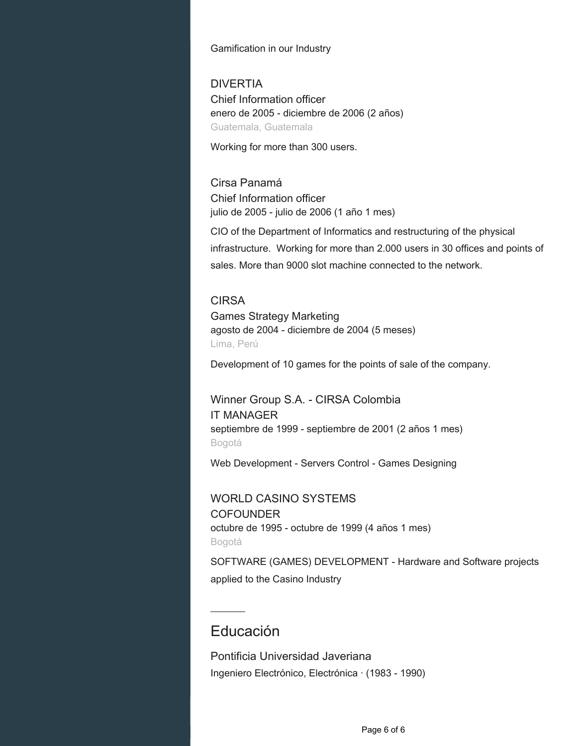Gamification in our Industry

DIVERTIA
Chief Information officer
enero de 2005 - diciembre de 2006 (2 años)
Guatemala, Guatemala

Working for more than 300 users.

Cirsa Panamá
Chief Information officer
julio de 2005 - julio de 2006 (1 año 1 mes)

CIO of the Department of Informatics and restructuring of the physical infrastructure. Working for more than 2.000 users in 30 offices and points of sales. More than 9000 slot machine connected to the network.

CIRSA
Games Strategy Marketing
agosto de 2004 - diciembre de 2004 (5 meses)
Lima, Perú

Development of 10 games for the points of sale of the company.

Winner Group S.A. - CIRSA Colombia
IT MANAGER
septiembre de 1999 - septiembre de 2001 (2 años 1 mes)
Bogotá

Web Development - Servers Control - Games Designing

WORLD CASINO SYSTEMS
COFOUNDER
octubre de 1995 - octubre de 1999 (4 años 1 mes)
Bogotá

SOFTWARE (GAMES) DEVELOPMENT - Hardware and Software projects applied to the Casino Industry

## Educación

Pontificia Universidad Javeriana
Ingeniero Electrónico, Electrónica · (1983 - 1990)